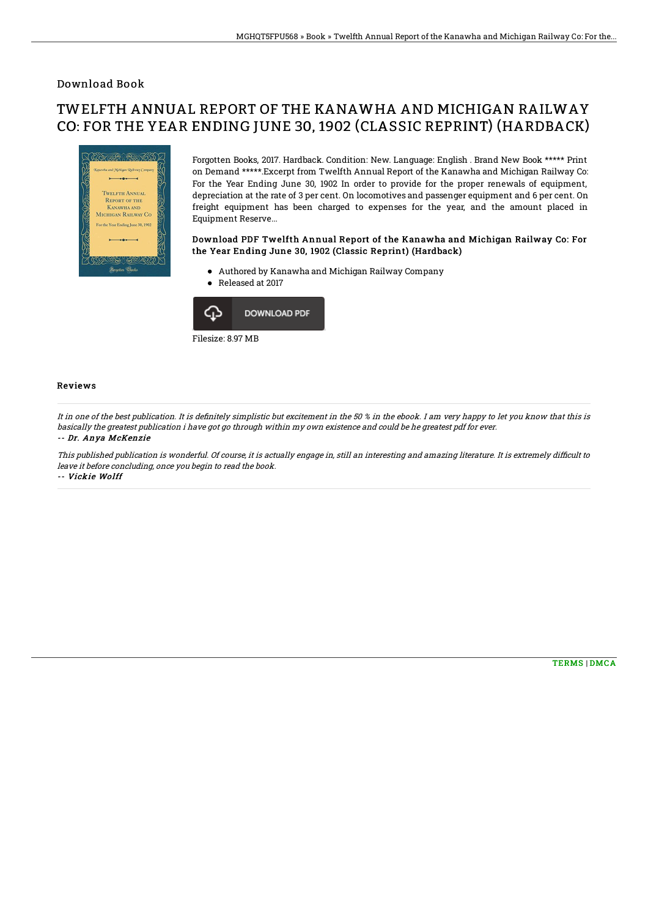## Download Book

# TWELFTH ANNUAL REPORT OF THE KANAWHA AND MICHIGAN RAILWAY CO: FOR THE YEAR ENDING JUNE 30, 1902 (CLASSIC REPRINT) (HARDBACK)

Forgotten Books, 2017. Hardback. Condition: New. Language: English . Brand New Book ***** Print on Demand *****.Excerpt from Twelfth Annual Report of the Kanawha and Michigan Railway Co: For the Year Ending June 30, 1902 In order to provide for the proper renewals of equipment, depreciation at the rate of 3 per cent. On locomotives and passenger equipment and 6 per cent. On freight equipment has been charged to expenses for the year, and the amount placed in Equipment Reserve...

### Download PDF Twelfth Annual Report of the Kanawha and Michigan Railway Co: For the Year Ending June 30, 1902 (Classic Reprint) (Hardback)

- Authored by Kanawha and Michigan Railway Company
- Released at 2017

DOWNLOAD PDF

Filesize: 8.97 MB

### Reviews

*It in one of the best publication. It is definitely simplistic but excitement in the 50 % in the ebook. I am very happy to let you know that this is basically the greatest publication i have got go through within my own existence and could be he greatest pdf for ever.*

*-- Dr. Anya McKenzie*

*This published publication is wonderful. Of course, it is actually engage in, still an interesting and amazing literature. It is extremely difficult to leave it before concluding, once you begin to read the book.*

*-- Vickie Wolff*

TERMS | DMCA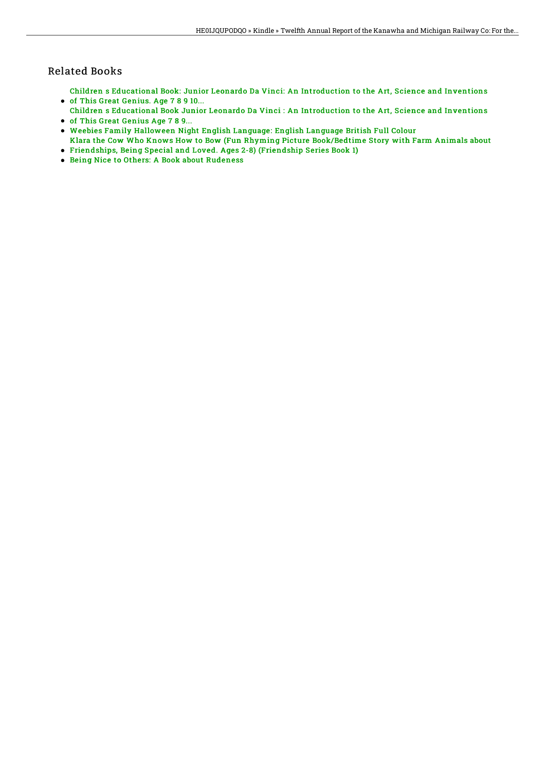## Related Books

- Children s Educational Book: Junior Leonardo Da Vinci: An Introduction to the Art, Science and Inventions of This Great Genius. Age 7 8 9 10...
- Children s Educational Book Junior Leonardo Da Vinci : An Introduction to the Art, Science and Inventions of This Great Genius Age 7 8 9...
- Weebies Family Halloween Night English Language: English Language British Full Colour
- Klara the Cow Who Knows How to Bow (Fun Rhyming Picture Book/Bedtime Story with Farm Animals about Friendships, Being Special and Loved. Ages 2-8) (Friendship Series Book 1)
- Being Nice to Others: A Book about Rudeness